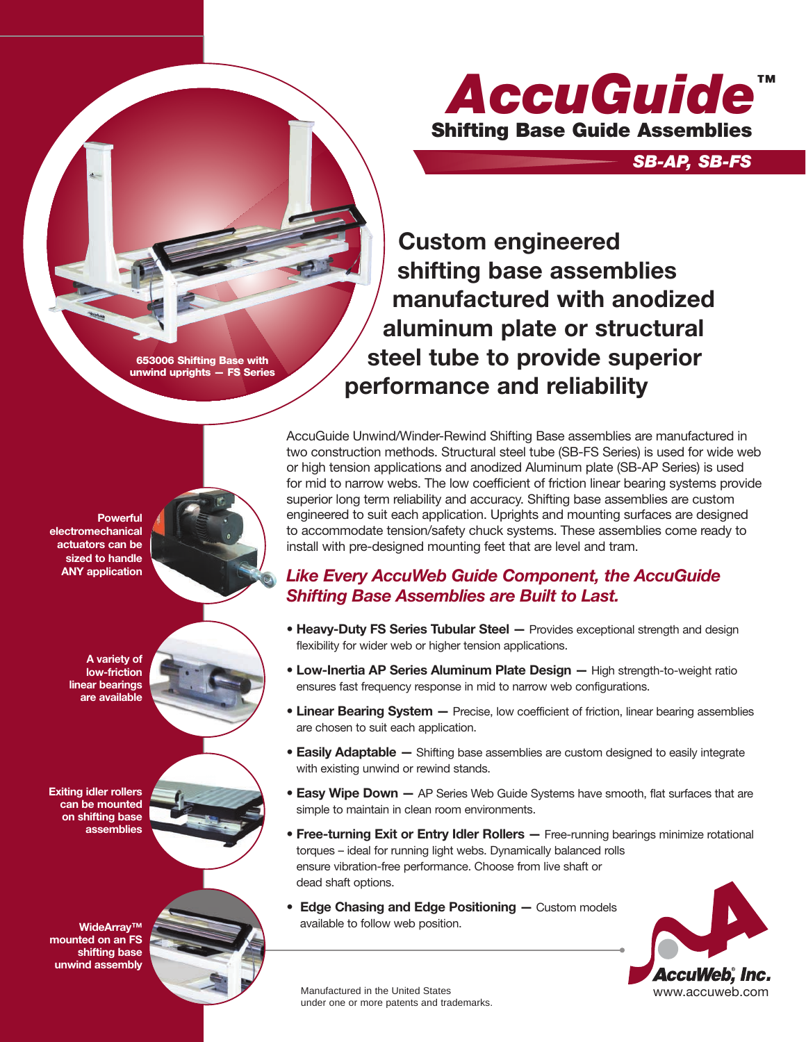# AccuGuide™

## Shifting Base Guide Assemblies

***SB-AP, SB-FS***

653006 Shifting Base with unwind uprights — FS Series

## Custom engineered shifting base assemblies manufactured with anodized aluminum plate or structural steel tube to provide superior performance and reliability

AccuGuide Unwind/Winder-Rewind Shifting Base assemblies are manufactured in two construction methods. Structural steel tube (SB-FS Series) is used for wide web or high tension applications and anodized Aluminum plate (SB-AP Series) is used for mid to narrow webs. The low coefficient of friction linear bearing systems provide superior long term reliability and accuracy. Shifting base assemblies are custom engineered to suit each application. Uprights and mounting surfaces are designed to accommodate tension/safety chuck systems. These assemblies come ready to install with pre-designed mounting feet that are level and tram.

### *Like Every AccuWeb Guide Component, the AccuGuide Shifting Base Assemblies are Built to Last.*

- **Heavy-Duty FS Series Tubular Steel —** Provides exceptional strength and design flexibility for wider web or higher tension applications.
- **Low-Inertia AP Series Aluminum Plate Design —** High strength-to-weight ratio ensures fast frequency response in mid to narrow web configurations.
- **Linear Bearing System —** Precise, low coefficient of friction, linear bearing assemblies are chosen to suit each application.
- **Easily Adaptable —** Shifting base assemblies are custom designed to easily integrate with existing unwind or rewind stands.
- **Easy Wipe Down —** AP Series Web Guide Systems have smooth, flat surfaces that are simple to maintain in clean room environments.
- **Free-turning Exit or Entry Idler Rollers —** Free-running bearings minimize rotational torques – ideal for running light webs. Dynamically balanced rolls ensure vibration-free performance. Choose from live shaft or dead shaft options.
- **Edge Chasing and Edge Positioning —** Custom models available to follow web position.

**Powerful electromechanical actuators can be sized to handle ANY application**

**A variety of low-friction linear bearings are available**

**Exiting idler rollers can be mounted on shifting base assemblies**

**WideArray™ mounted on an FS shifting base unwind assembly**

Manufactured in the United States under one or more patents and trademarks.

AccuWeb, Inc.
www.accuweb.com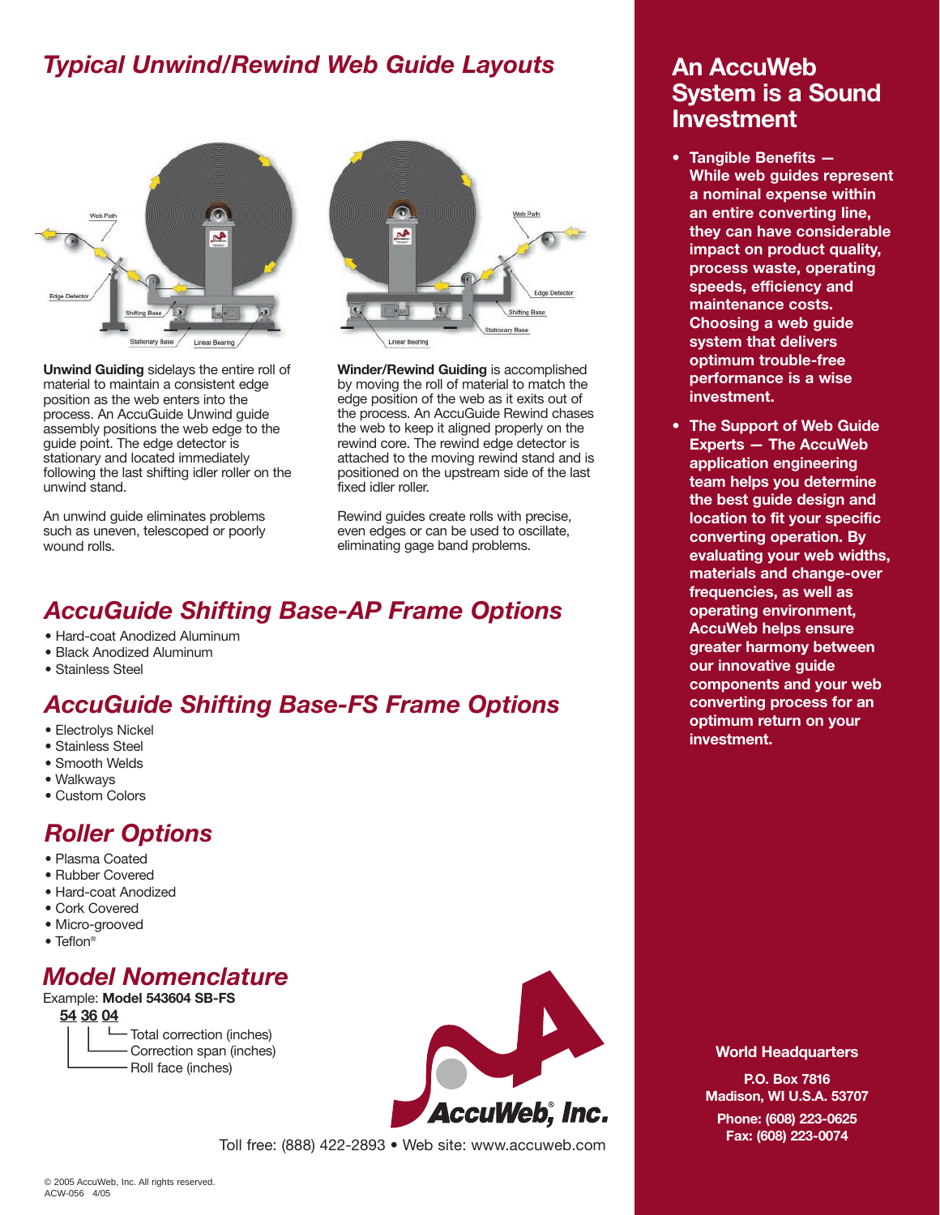## *Typical Unwind/Rewind Web Guide Layouts*

Web Path
Edge Detector
Shifting Base
Stationary Base
Linear Bearing

Web Path
Edge Detector
Shifting Base
Stationary Base
Linear Bearing

**Unwind Guiding** sidelays the entire roll of material to maintain a consistent edge position as the web enters into the process. An AccuGuide Unwind guide assembly positions the web edge to the guide point. The edge detector is stationary and located immediately following the last shifting idler roller on the unwind stand.

An unwind guide eliminates problems such as uneven, telescoped or poorly wound rolls.

**Winder/Rewind Guiding** is accomplished by moving the roll of material to match the edge position of the web as it exits out of the process. An AccuGuide Rewind chases the web to keep it aligned properly on the rewind core. The rewind edge detector is attached to the moving rewind stand and is positioned on the upstream side of the last fixed idler roller.

Rewind guides create rolls with precise, even edges or can be used to oscillate, eliminating gage band problems.

## *AccuGuide Shifting Base-AP Frame Options*

- Hard-coat Anodized Aluminum
- Black Anodized Aluminum
- Stainless Steel

## *AccuGuide Shifting Base-FS Frame Options*

- Electrolys Nickel
- Stainless Steel
- Smooth Welds
- Walkways
- Custom Colors

## *Roller Options*

- Plasma Coated
- Rubber Covered
- Hard-coat Anodized
- Cork Covered
- Micro-grooved
- Teflon®

## *Model Nomenclature*

Example: **Model 543604 SB-FS**

54 36 04

- 04 — Total correction (inches)
- 36 — Correction span (inches)
- 54 — Roll face (inches)

AccuWeb®, Inc.

Toll free: (888) 422-2893 • Web site: www.accuweb.com

## An AccuWeb System is a Sound Investment

- **Tangible Benefits — While web guides represent a nominal expense within an entire converting line, they can have considerable impact on product quality, process waste, operating speeds, efficiency and maintenance costs. Choosing a web guide system that delivers optimum trouble-free performance is a wise investment.**
- **The Support of Web Guide Experts — The AccuWeb application engineering team helps you determine the best guide design and location to fit your specific converting operation. By evaluating your web widths, materials and change-over frequencies, as well as operating environment, AccuWeb helps ensure greater harmony between our innovative guide components and your web converting process for an optimum return on your investment.**

**World Headquarters**

**P.O. Box 7816**
**Madison, WI U.S.A. 53707**

**Phone: (608) 223-0625**
**Fax: (608) 223-0074**

© 2005 AccuWeb, Inc. All rights reserved.
ACW-056 4/05